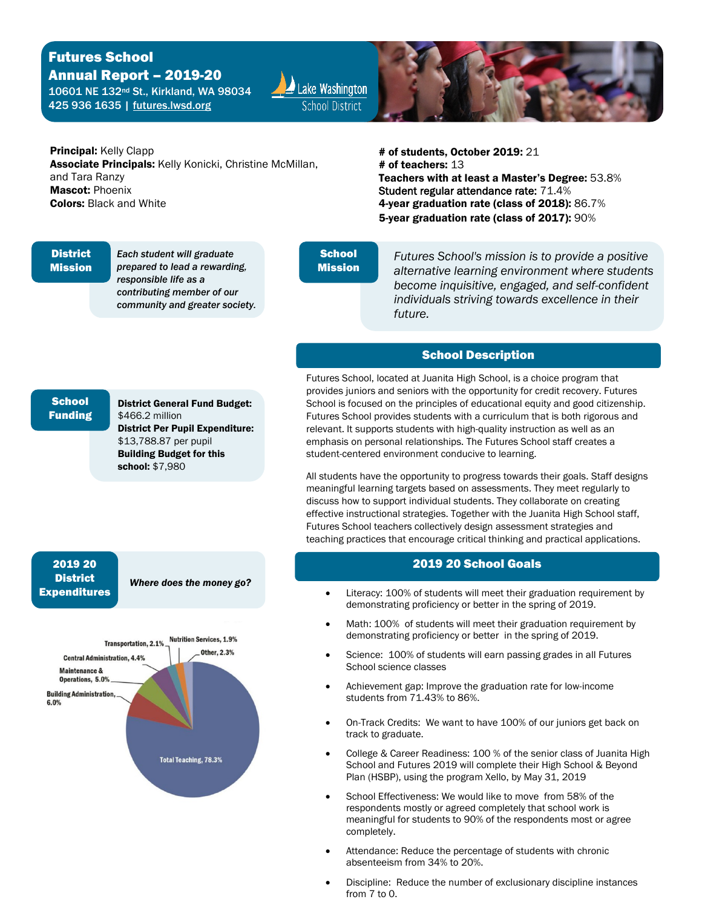# Futures School
## Annual Report – 2019-20

10601 NE 132nd St., Kirkland, WA 98034
425 936 1635 | futures.lwsd.org

Lake Washington School District

**Principal:** Kelly Clapp
**Associate Principals:** Kelly Konicki, Christine McMillan, and Tara Ranzy
**Mascot:** Phoenix
**Colors:** Black and White

**# of students, October 2019:** 21
**# of teachers:** 13
**Teachers with at least a Master's Degree:** 53.8%
Student regular attendance rate: 71.4%
**4-year graduation rate (class of 2018):** 86.7%
**5-year graduation rate (class of 2017):** 90%

### District Mission

***Each student will graduate prepared to lead a rewarding, responsible life as a contributing member of our community and greater society.***

### School Mission

*Futures School's mission is to provide a positive alternative learning environment where students become inquisitive, engaged, and self-confident individuals striving towards excellence in their future.*

### School Funding

**District General Fund Budget:** $466.2 million
**District Per Pupil Expenditure:** $13,788.87 per pupil
**Building Budget for this school:** $7,980

### School Description

Futures School, located at Juanita High School, is a choice program that provides juniors and seniors with the opportunity for credit recovery. Futures School is focused on the principles of educational equity and good citizenship. Futures School provides students with a curriculum that is both rigorous and relevant. It supports students with high-quality instruction as well as an emphasis on personal relationships. The Futures School staff creates a student-centered environment conducive to learning.

All students have the opportunity to progress towards their goals. Staff designs meaningful learning targets based on assessments. They meet regularly to discuss how to support individual students. They collaborate on creating effective instructional strategies. Together with the Juanita High School staff, Futures School teachers collectively design assessment strategies and teaching practices that encourage critical thinking and practical applications.

### 2019 20 District Expenditures

***Where does the money go?***

- Total Teaching, 78.3%
- Building Administration, 6.0%
- Maintenance & Operations, 5.0%
- Central Administration, 4.4%
- Transportation, 2.1%
- Nutrition Services, 1.9%
- Other, 2.3%

### 2019 20 School Goals

- Literacy: 100% of students will meet their graduation requirement by demonstrating proficiency or better in the spring of 2019.
- Math: 100% of students will meet their graduation requirement by demonstrating proficiency or better in the spring of 2019.
- Science: 100% of students will earn passing grades in all Futures School science classes
- Achievement gap: Improve the graduation rate for low-income students from 71.43% to 86%.
- On-Track Credits: We want to have 100% of our juniors get back on track to graduate.
- College & Career Readiness: 100 % of the senior class of Juanita High School and Futures 2019 will complete their High School & Beyond Plan (HSBP), using the program Xello, by May 31, 2019
- School Effectiveness: We would like to move from 58% of the respondents mostly or agreed completely that school work is meaningful for students to 90% of the respondents most or agree completely.
- Attendance: Reduce the percentage of students with chronic absenteeism from 34% to 20%.
- Discipline: Reduce the number of exclusionary discipline instances from 7 to 0.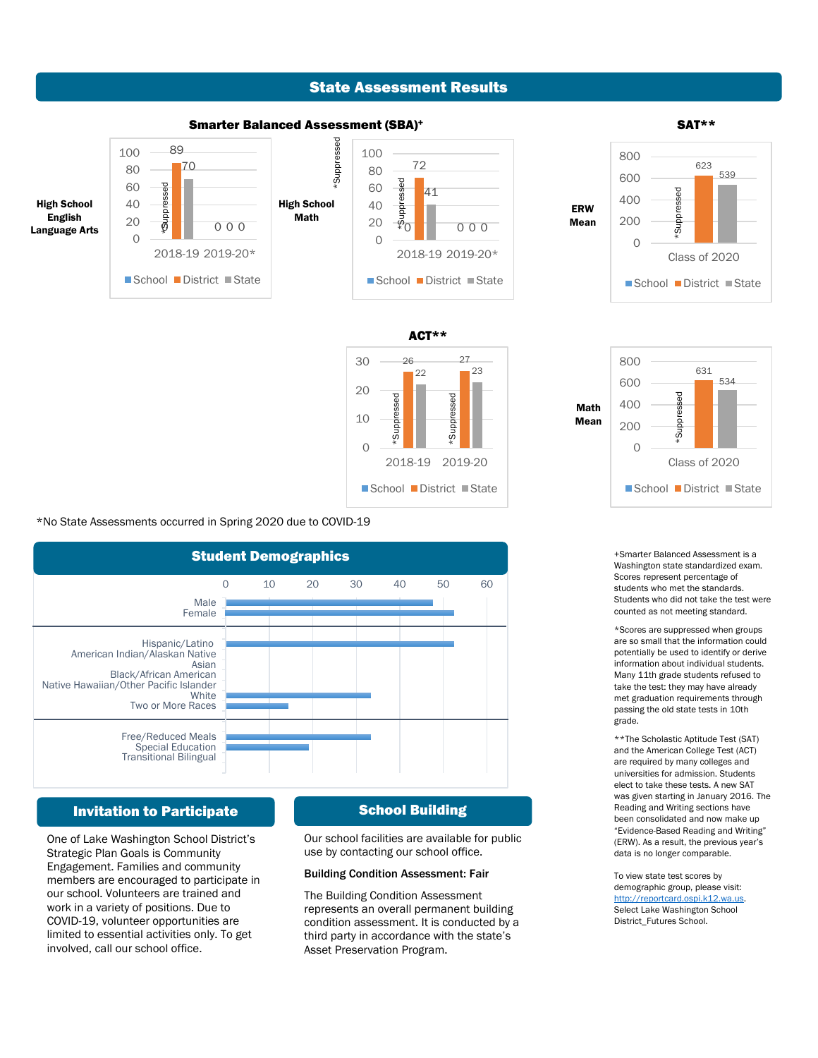## State Assessment Results

### Smarter Balanced Assessment (SBA)+

**High School English Language Arts**

100
80
60
40
20
0
89
70
*Suppressed
0 0 0
2018-19 2019-20*
School District State

**High School Math**

*Suppressed
100
80
60
40
20
0
72
41
*Suppressed
0
0 0 0
2018-19 2019-20*
School District State

### SAT**

**ERW Mean**

800
600
400
200
0
623
539
*Suppressed
Class of 2020
School District State

**Math Mean**

800
600
400
200
0
631
534
*Suppressed
Class of 2020
School District State

### ACT**

30
20
10
0
26
22
27
23
*Suppressed
*Suppressed
2018-19 2019-20
School District State

*No State Assessments occurred in Spring 2020 due to COVID-19

## Student Demographics

0 10 20 30 40 50 60

Male
Female

Hispanic/Latino
American Indian/Alaskan Native
Asian
Black/African American
Native Hawaiian/Other Pacific Islander
White
Two or More Races

Free/Reduced Meals
Special Education
Transitional Bilingual

## Invitation to Participate

One of Lake Washington School District's Strategic Plan Goals is Community Engagement. Families and community members are encouraged to participate in our school. Volunteers are trained and work in a variety of positions. Due to COVID-19, volunteer opportunities are limited to essential activities only. To get involved, call our school office.

## School Building

Our school facilities are available for public use by contacting our school office.

**Building Condition Assessment: Fair**

The Building Condition Assessment represents an overall permanent building condition assessment. It is conducted by a third party in accordance with the state's Asset Preservation Program.

+Smarter Balanced Assessment is a Washington state standardized exam. Scores represent percentage of students who met the standards. Students who did not take the test were counted as not meeting standard.

*Scores are suppressed when groups are so small that the information could potentially be used to identify or derive information about individual students. Many 11th grade students refused to take the test: they may have already met graduation requirements through passing the old state tests in 10th grade.

**The Scholastic Aptitude Test (SAT) and the American College Test (ACT) are required by many colleges and universities for admission. Students elect to take these tests. A new SAT was given starting in January 2016. The Reading and Writing sections have been consolidated and now make up "Evidence-Based Reading and Writing" (ERW). As a result, the previous year's data is no longer comparable.

To view state test scores by demographic group, please visit: http://reportcard.ospi.k12.wa.us. Select Lake Washington School District_Futures School.